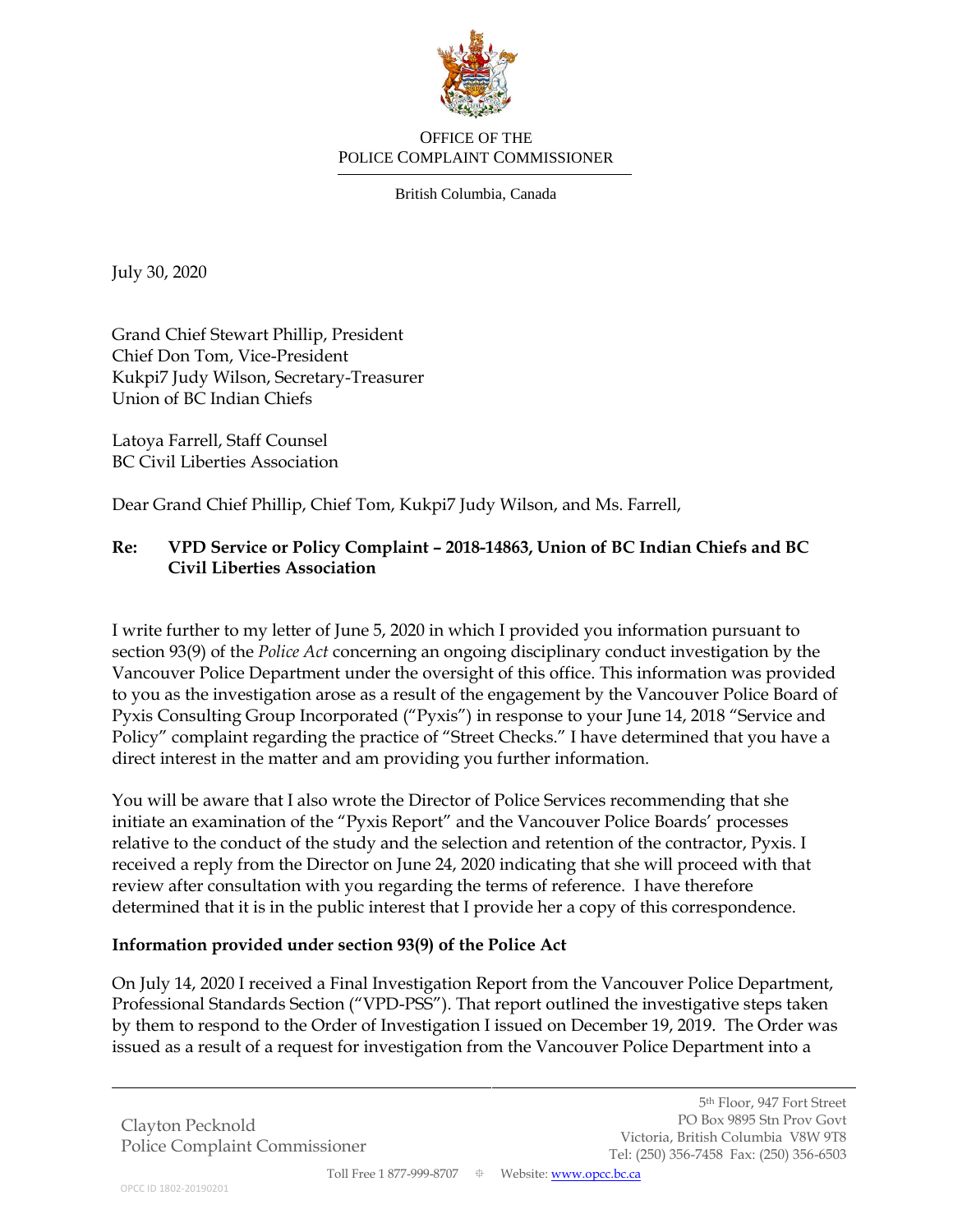OFFICE OF THE
POLICE COMPLAINT COMMISSIONER

British Columbia, Canada

July 30, 2020

Grand Chief Stewart Phillip, President
Chief Don Tom, Vice-President
Kukpi7 Judy Wilson, Secretary-Treasurer
Union of BC Indian Chiefs

Latoya Farrell, Staff Counsel
BC Civil Liberties Association

Dear Grand Chief Phillip, Chief Tom, Kukpi7 Judy Wilson, and Ms. Farrell,

**Re: VPD Service or Policy Complaint – 2018-14863, Union of BC Indian Chiefs and BC Civil Liberties Association**

I write further to my letter of June 5, 2020 in which I provided you information pursuant to section 93(9) of the *Police Act* concerning an ongoing disciplinary conduct investigation by the Vancouver Police Department under the oversight of this office. This information was provided to you as the investigation arose as a result of the engagement by the Vancouver Police Board of Pyxis Consulting Group Incorporated ("Pyxis") in response to your June 14, 2018 "Service and Policy" complaint regarding the practice of "Street Checks." I have determined that you have a direct interest in the matter and am providing you further information.

You will be aware that I also wrote the Director of Police Services recommending that she initiate an examination of the "Pyxis Report" and the Vancouver Police Boards' processes relative to the conduct of the study and the selection and retention of the contractor, Pyxis. I received a reply from the Director on June 24, 2020 indicating that she will proceed with that review after consultation with you regarding the terms of reference. I have therefore determined that it is in the public interest that I provide her a copy of this correspondence.

**Information provided under section 93(9) of the Police Act**

On July 14, 2020 I received a Final Investigation Report from the Vancouver Police Department, Professional Standards Section ("VPD-PSS"). That report outlined the investigative steps taken by them to respond to the Order of Investigation I issued on December 19, 2019. The Order was issued as a result of a request for investigation from the Vancouver Police Department into a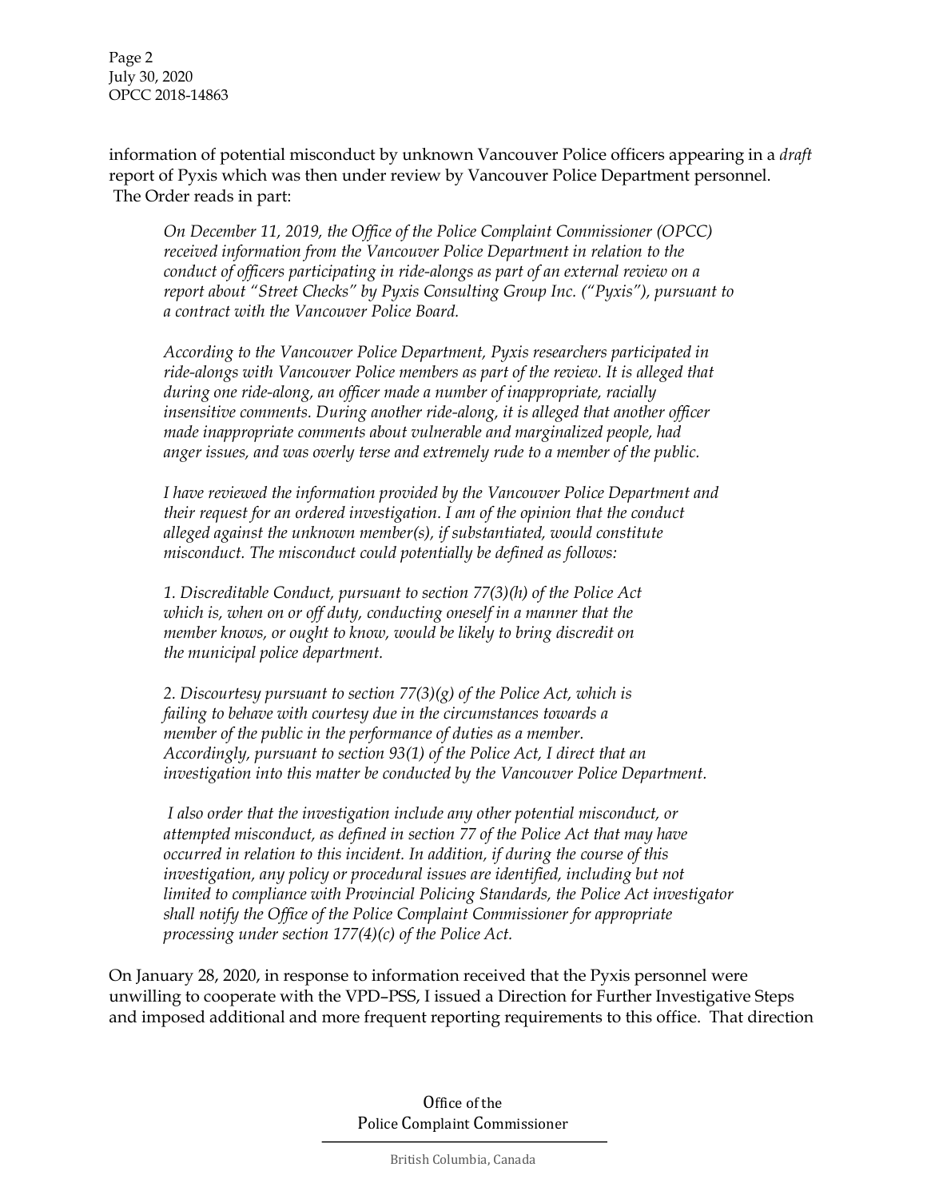information of potential misconduct by unknown Vancouver Police officers appearing in a *draft* report of Pyxis which was then under review by Vancouver Police Department personnel. The Order reads in part:

> *On December 11, 2019, the Office of the Police Complaint Commissioner (OPCC) received information from the Vancouver Police Department in relation to the conduct of officers participating in ride-alongs as part of an external review on a report about "Street Checks" by Pyxis Consulting Group Inc. ("Pyxis"), pursuant to a contract with the Vancouver Police Board.*
>
> *According to the Vancouver Police Department, Pyxis researchers participated in ride-alongs with Vancouver Police members as part of the review. It is alleged that during one ride-along, an officer made a number of inappropriate, racially insensitive comments. During another ride-along, it is alleged that another officer made inappropriate comments about vulnerable and marginalized people, had anger issues, and was overly terse and extremely rude to a member of the public.*
>
> *I have reviewed the information provided by the Vancouver Police Department and their request for an ordered investigation. I am of the opinion that the conduct alleged against the unknown member(s), if substantiated, would constitute misconduct. The misconduct could potentially be defined as follows:*
>
> *1. Discreditable Conduct, pursuant to section 77(3)(h) of the Police Act which is, when on or off duty, conducting oneself in a manner that the member knows, or ought to know, would be likely to bring discredit on the municipal police department.*
>
> *2. Discourtesy pursuant to section 77(3)(g) of the Police Act, which is failing to behave with courtesy due in the circumstances towards a member of the public in the performance of duties as a member. Accordingly, pursuant to section 93(1) of the Police Act, I direct that an investigation into this matter be conducted by the Vancouver Police Department.*
>
> *I also order that the investigation include any other potential misconduct, or attempted misconduct, as defined in section 77 of the Police Act that may have occurred in relation to this incident. In addition, if during the course of this investigation, any policy or procedural issues are identified, including but not limited to compliance with Provincial Policing Standards, the Police Act investigator shall notify the Office of the Police Complaint Commissioner for appropriate processing under section 177(4)(c) of the Police Act.*

On January 28, 2020, in response to information received that the Pyxis personnel were unwilling to cooperate with the VPD–PSS, I issued a Direction for Further Investigative Steps and imposed additional and more frequent reporting requirements to this office. That direction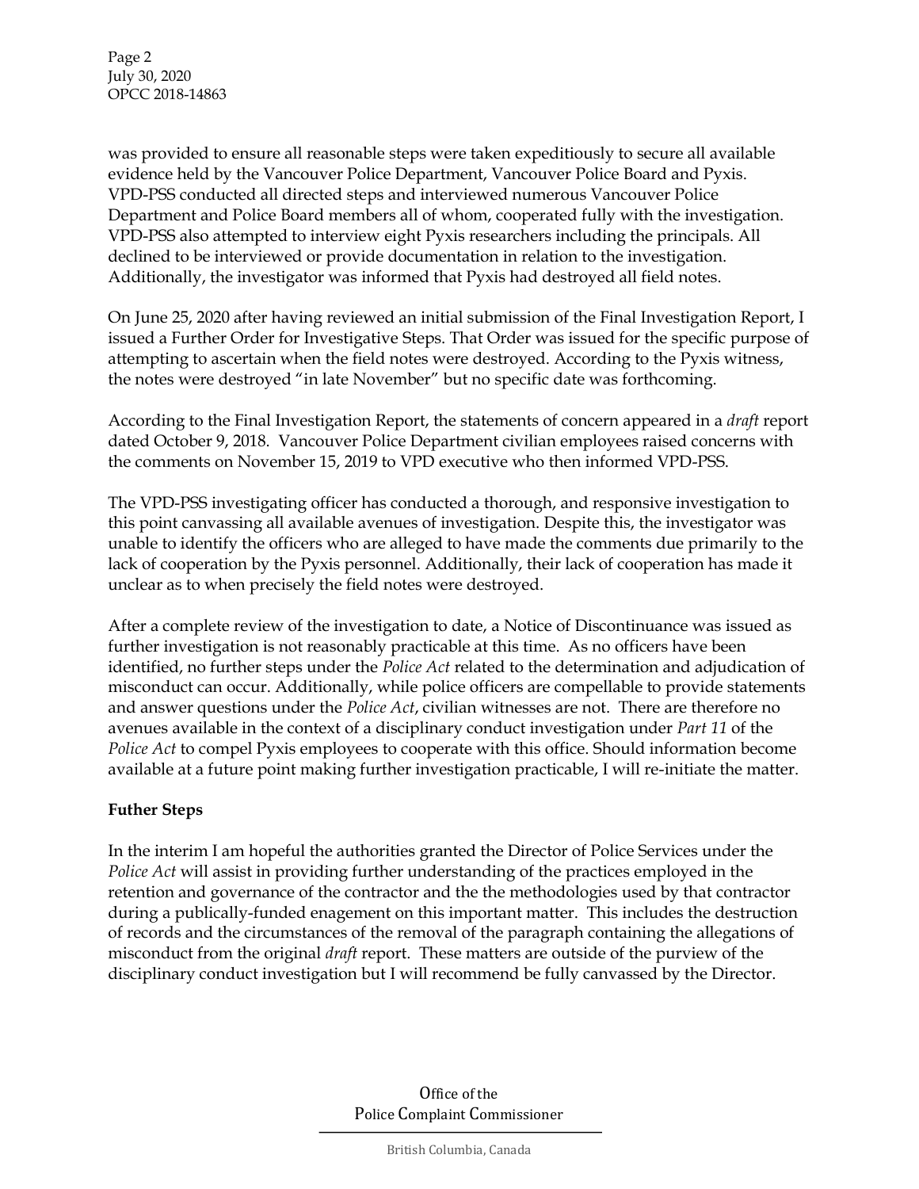was provided to ensure all reasonable steps were taken expeditiously to secure all available evidence held by the Vancouver Police Department, Vancouver Police Board and Pyxis. VPD-PSS conducted all directed steps and interviewed numerous Vancouver Police Department and Police Board members all of whom, cooperated fully with the investigation. VPD-PSS also attempted to interview eight Pyxis researchers including the principals. All declined to be interviewed or provide documentation in relation to the investigation. Additionally, the investigator was informed that Pyxis had destroyed all field notes.

On June 25, 2020 after having reviewed an initial submission of the Final Investigation Report, I issued a Further Order for Investigative Steps. That Order was issued for the specific purpose of attempting to ascertain when the field notes were destroyed. According to the Pyxis witness, the notes were destroyed "in late November" but no specific date was forthcoming.

According to the Final Investigation Report, the statements of concern appeared in a *draft* report dated October 9, 2018. Vancouver Police Department civilian employees raised concerns with the comments on November 15, 2019 to VPD executive who then informed VPD-PSS.

The VPD-PSS investigating officer has conducted a thorough, and responsive investigation to this point canvassing all available avenues of investigation. Despite this, the investigator was unable to identify the officers who are alleged to have made the comments due primarily to the lack of cooperation by the Pyxis personnel. Additionally, their lack of cooperation has made it unclear as to when precisely the field notes were destroyed.

After a complete review of the investigation to date, a Notice of Discontinuance was issued as further investigation is not reasonably practicable at this time. As no officers have been identified, no further steps under the *Police Act* related to the determination and adjudication of misconduct can occur. Additionally, while police officers are compellable to provide statements and answer questions under the *Police Act*, civilian witnesses are not. There are therefore no avenues available in the context of a disciplinary conduct investigation under *Part 11* of the *Police Act* to compel Pyxis employees to cooperate with this office. Should information become available at a future point making further investigation practicable, I will re-initiate the matter.

**Futher Steps**

In the interim I am hopeful the authorities granted the Director of Police Services under the *Police Act* will assist in providing further understanding of the practices employed in the retention and governance of the contractor and the the methodologies used by that contractor during a publically-funded enagement on this important matter. This includes the destruction of records and the circumstances of the removal of the paragraph containing the allegations of misconduct from the original *draft* report. These matters are outside of the purview of the disciplinary conduct investigation but I will recommend be fully canvassed by the Director.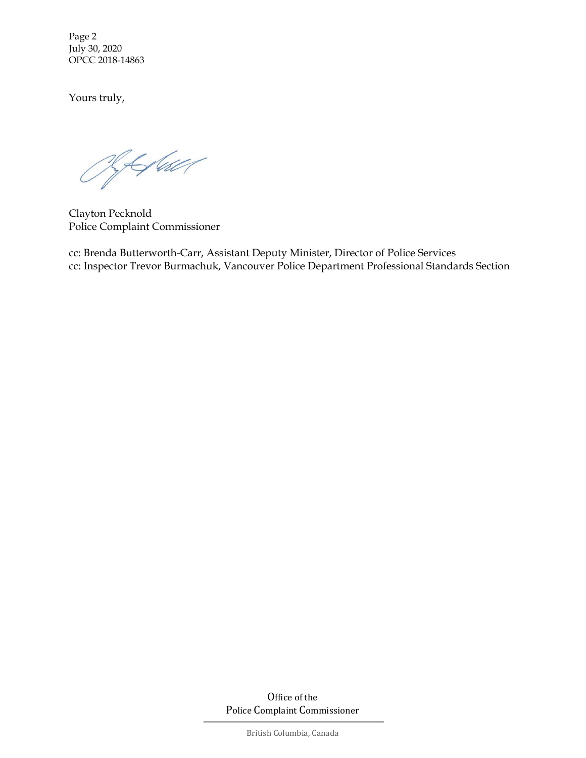Page 2
July 30, 2020
OPCC 2018-14863

Yours truly,

Clayton Pecknold
Police Complaint Commissioner

cc: Brenda Butterworth-Carr, Assistant Deputy Minister, Director of Police Services
cc: Inspector Trevor Burmachuk, Vancouver Police Department Professional Standards Section